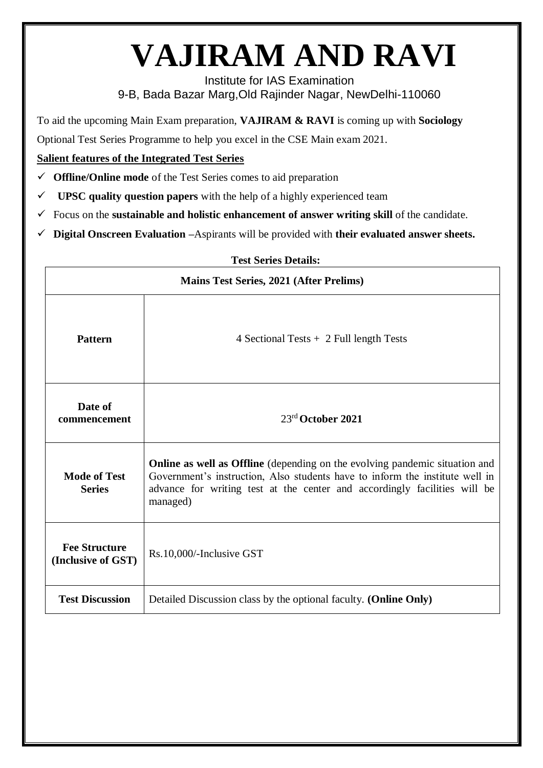# VAJIRAM AND RAVI

Institute for IAS Examination

9-B, Bada Bazar Marg,Old Rajinder Nagar, NewDelhi-110060

To aid the upcoming Main Exam preparation, **VAJIRAM & RAVI** is coming up with **Sociology** Optional Test Series Programme to help you excel in the CSE Main exam 2021.

**Salient features of the Integrated Test Series**

- ✓ **Offline/Online mode** of the Test Series comes to aid preparation
- ✓ **UPSC quality question papers** with the help of a highly experienced team
- ✓ Focus on the **sustainable and holistic enhancement of answer writing skill** of the candidate.
- ✓ **Digital Onscreen Evaluation** –Aspirants will be provided with **their evaluated answer sheets.**

**Test Series Details:**

| **Mains Test Series, 2021 (After Prelims)** | |
|---|---|
| **Pattern** | 4 Sectional Tests + 2 Full length Tests |
| **Date of commencement** | 23rd **October 2021** |
| **Mode of Test Series** | **Online as well as Offline** (depending on the evolving pandemic situation and Government's instruction, Also students have to inform the institute well in advance for writing test at the center and accordingly facilities will be managed) |
| **Fee Structure (Inclusive of GST)** | Rs.10,000/-Inclusive GST |
| **Test Discussion** | Detailed Discussion class by the optional faculty. **(Online Only)** |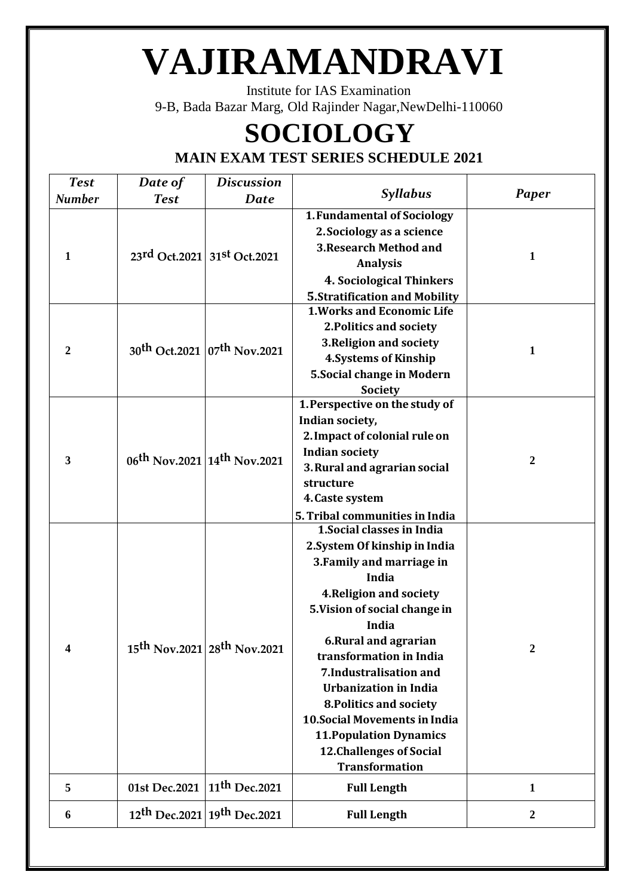# VAJIRAMANDRAVI

Institute for IAS Examination

9-B, Bada Bazar Marg, Old Rajinder Nagar,NewDelhi-110060

# SOCIOLOGY

## MAIN EXAM TEST SERIES SCHEDULE 2021

| *Test Number* | *Date of Test* | *Discussion Date* | *Syllabus* | *Paper* |
|---|---|---|---|---|
| 1 | 23rd Oct.2021 | 31st Oct.2021 | **1.Fundamental of Sociology**<br>**2.Sociology as a science**<br>**3.Research Method and Analysis**<br>**4. Sociological Thinkers**<br>**5.Stratification and Mobility** | 1 |
| 2 | 30th Oct.2021 | 07th Nov.2021 | **1.Works and Economic Life**<br>**2.Politics and society**<br>**3.Religion and society**<br>**4.Systems of Kinship**<br>**5.Social change in Modern Society** | 1 |
| 3 | 06th Nov.2021 | 14th Nov.2021 | **1.Perspective on the study of Indian society,**<br>**2.Impact of colonial rule on Indian society**<br>**3.Rural and agrarian social structure**<br>**4.Caste system**<br>**5. Tribal communities in India** | 2 |
| 4 | 15th Nov.2021 | 28th Nov.2021 | **1.Social classes in India**<br>**2.System Of kinship in India**<br>**3.Family and marriage in India**<br>**4.Religion and society**<br>**5.Vision of social change in India**<br>**6.Rural and agrarian transformation in India**<br>**7.Industralisation and Urbanization in India**<br>**8.Politics and society**<br>**10.Social Movements in India**<br>**11.Population Dynamics**<br>**12.Challenges of Social Transformation** | 2 |
| 5 | 01st Dec.2021 | 11th Dec.2021 | **Full Length** | 1 |
| 6 | 12th Dec.2021 | 19th Dec.2021 | **Full Length** | 2 |